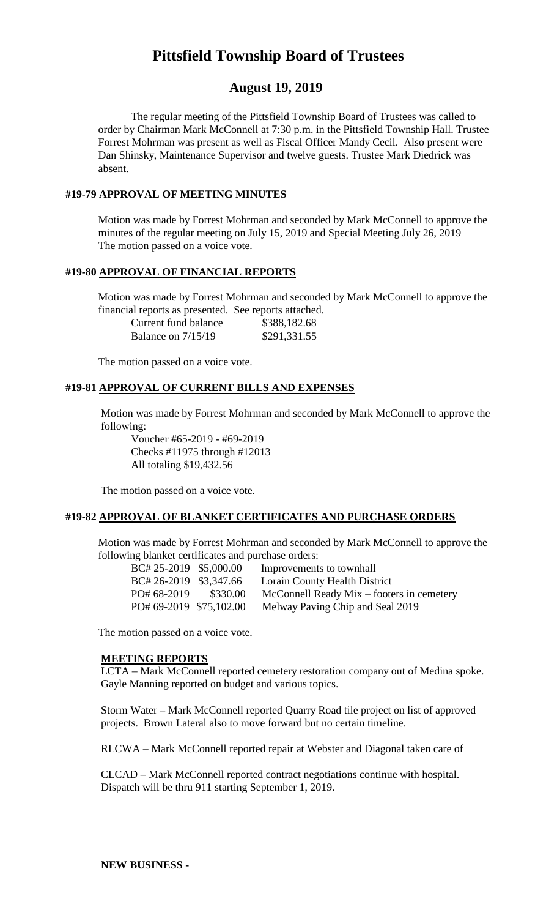# Pittsfield Township Board of Trustees

## August 19, 2019

The regular meeting of the Pittsfield Township Board of Trustees was called to order by Chairman Mark McConnell at 7:30 p.m. in the Pittsfield Township Hall. Trustee Forrest Mohrman was present as well as Fiscal Officer Mandy Cecil. Also present were Dan Shinsky, Maintenance Supervisor and twelve guests. Trustee Mark Diedrick was absent.

### #19-79 APPROVAL OF MEETING MINUTES

Motion was made by Forrest Mohrman and seconded by Mark McConnell to approve the minutes of the regular meeting on July 15, 2019 and Special Meeting July 26, 2019 The motion passed on a voice vote.

### #19-80 APPROVAL OF FINANCIAL REPORTS

Motion was made by Forrest Mohrman and seconded by Mark McConnell to approve the financial reports as presented. See reports attached.

| | |
|---|---|
| Current fund balance | $388,182.68 |
| Balance on 7/15/19 | $291,331.55 |

The motion passed on a voice vote.

### #19-81 APPROVAL OF CURRENT BILLS AND EXPENSES

Motion was made by Forrest Mohrman and seconded by Mark McConnell to approve the following:

Voucher #65-2019 - #69-2019
Checks #11975 through #12013
All totaling $19,432.56

The motion passed on a voice vote.

### #19-82 APPROVAL OF BLANKET CERTIFICATES AND PURCHASE ORDERS

Motion was made by Forrest Mohrman and seconded by Mark McConnell to approve the following blanket certificates and purchase orders:

| | | |
|---|---|---|
| BC# 25-2019 | $5,000.00 | Improvements to townhall |
| BC# 26-2019 | $3,347.66 | Lorain County Health District |
| PO# 68-2019 | $330.00 | McConnell Ready Mix – footers in cemetery |
| PO# 69-2019 | $75,102.00 | Melway Paving Chip and Seal 2019 |

The motion passed on a voice vote.

### MEETING REPORTS

LCTA – Mark McConnell reported cemetery restoration company out of Medina spoke. Gayle Manning reported on budget and various topics.

Storm Water – Mark McConnell reported Quarry Road tile project on list of approved projects. Brown Lateral also to move forward but no certain timeline.

RLCWA – Mark McConnell reported repair at Webster and Diagonal taken care of

CLCAD – Mark McConnell reported contract negotiations continue with hospital. Dispatch will be thru 911 starting September 1, 2019.

**NEW BUSINESS -**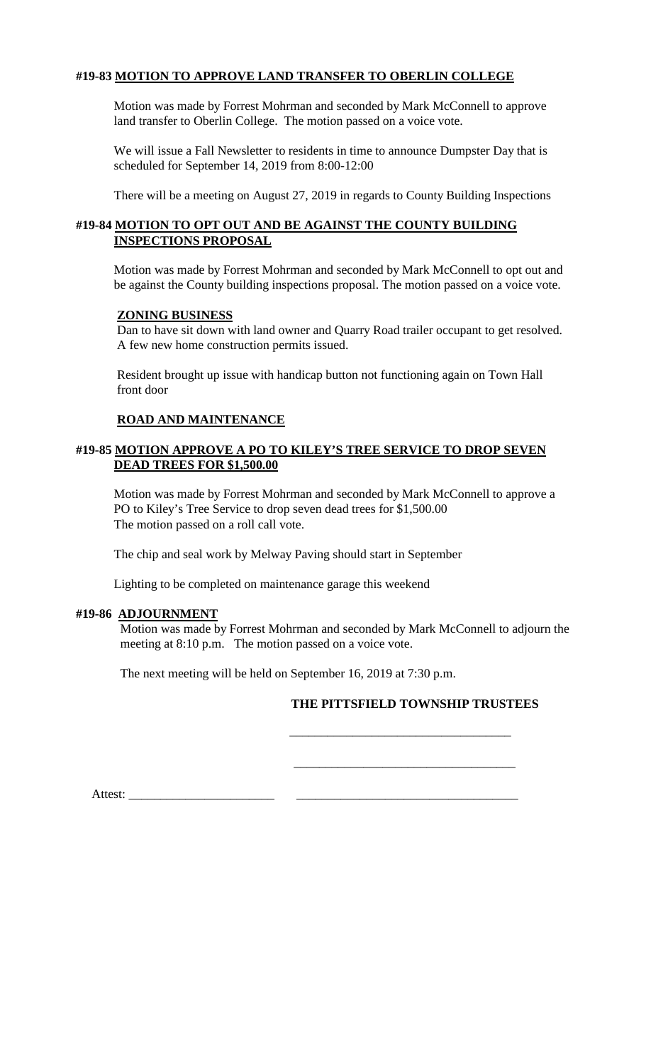**#19-83 MOTION TO APPROVE LAND TRANSFER TO OBERLIN COLLEGE**

Motion was made by Forrest Mohrman and seconded by Mark McConnell to approve land transfer to Oberlin College. The motion passed on a voice vote.

We will issue a Fall Newsletter to residents in time to announce Dumpster Day that is scheduled for September 14, 2019 from 8:00-12:00

There will be a meeting on August 27, 2019 in regards to County Building Inspections

**#19-84 MOTION TO OPT OUT AND BE AGAINST THE COUNTY BUILDING INSPECTIONS PROPOSAL**

Motion was made by Forrest Mohrman and seconded by Mark McConnell to opt out and be against the County building inspections proposal. The motion passed on a voice vote.

**ZONING BUSINESS**

Dan to have sit down with land owner and Quarry Road trailer occupant to get resolved. A few new home construction permits issued.

Resident brought up issue with handicap button not functioning again on Town Hall front door

**ROAD AND MAINTENANCE**

**#19-85 MOTION APPROVE A PO TO KILEY'S TREE SERVICE TO DROP SEVEN DEAD TREES FOR $1,500.00**

Motion was made by Forrest Mohrman and seconded by Mark McConnell to approve a PO to Kiley's Tree Service to drop seven dead trees for $1,500.00
The motion passed on a roll call vote.

The chip and seal work by Melway Paving should start in September

Lighting to be completed on maintenance garage this weekend

**#19-86 ADJOURNMENT**

Motion was made by Forrest Mohrman and seconded by Mark McConnell to adjourn the meeting at 8:10 p.m. The motion passed on a voice vote.

The next meeting will be held on September 16, 2019 at 7:30 p.m.

**THE PITTSFIELD TOWNSHIP TRUSTEES**

___________________________________

___________________________________

Attest: _______________________ ___________________________________